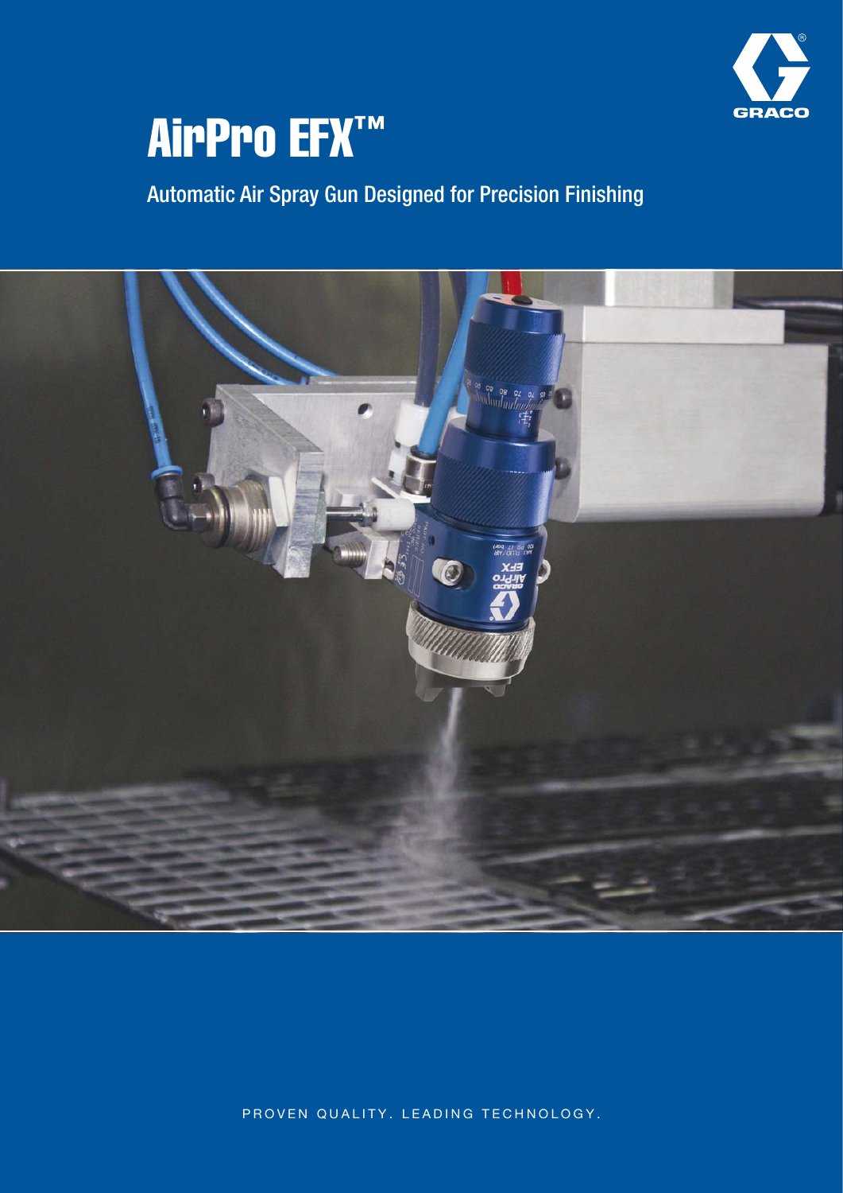# AirPro EFX™

Automatic Air Spray Gun Designed for Precision Finishing

PROVEN QUALITY. LEADING TECHNOLOGY.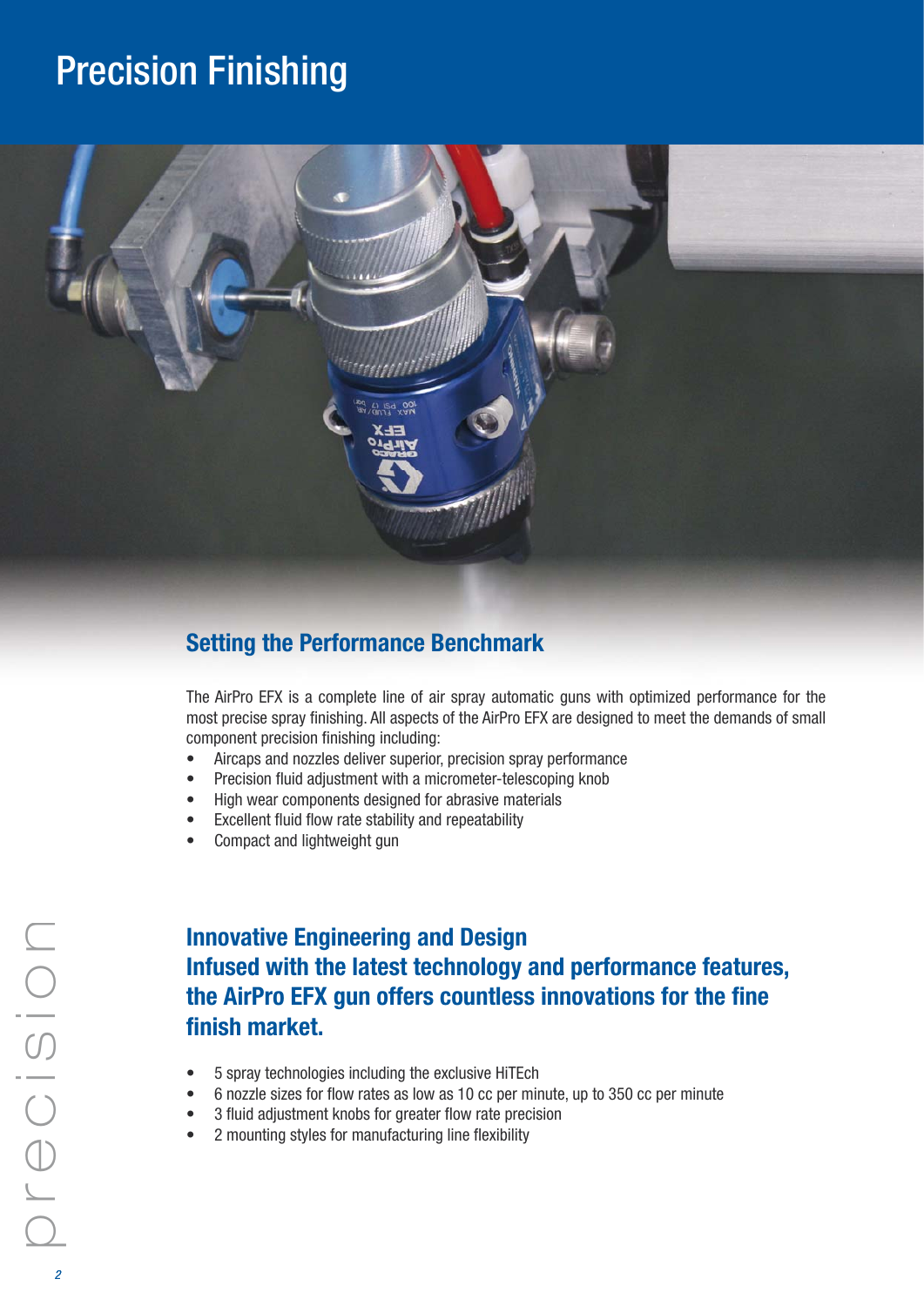# Precision Finishing

## Setting the Performance Benchmark

The AirPro EFX is a complete line of air spray automatic guns with optimized performance for the most precise spray finishing. All aspects of the AirPro EFX are designed to meet the demands of small component precision finishing including:

- Aircaps and nozzles deliver superior, precision spray performance
- Precision fluid adjustment with a micrometer-telescoping knob
- High wear components designed for abrasive materials
- Excellent fluid flow rate stability and repeatability
- Compact and lightweight gun

## Innovative Engineering and Design

## Infused with the latest technology and performance features, the AirPro EFX gun offers countless innovations for the fine finish market.

- 5 spray technologies including the exclusive HiTEch
- 6 nozzle sizes for flow rates as low as 10 cc per minute, up to 350 cc per minute
- 3 fluid adjustment knobs for greater flow rate precision
- 2 mounting styles for manufacturing line flexibility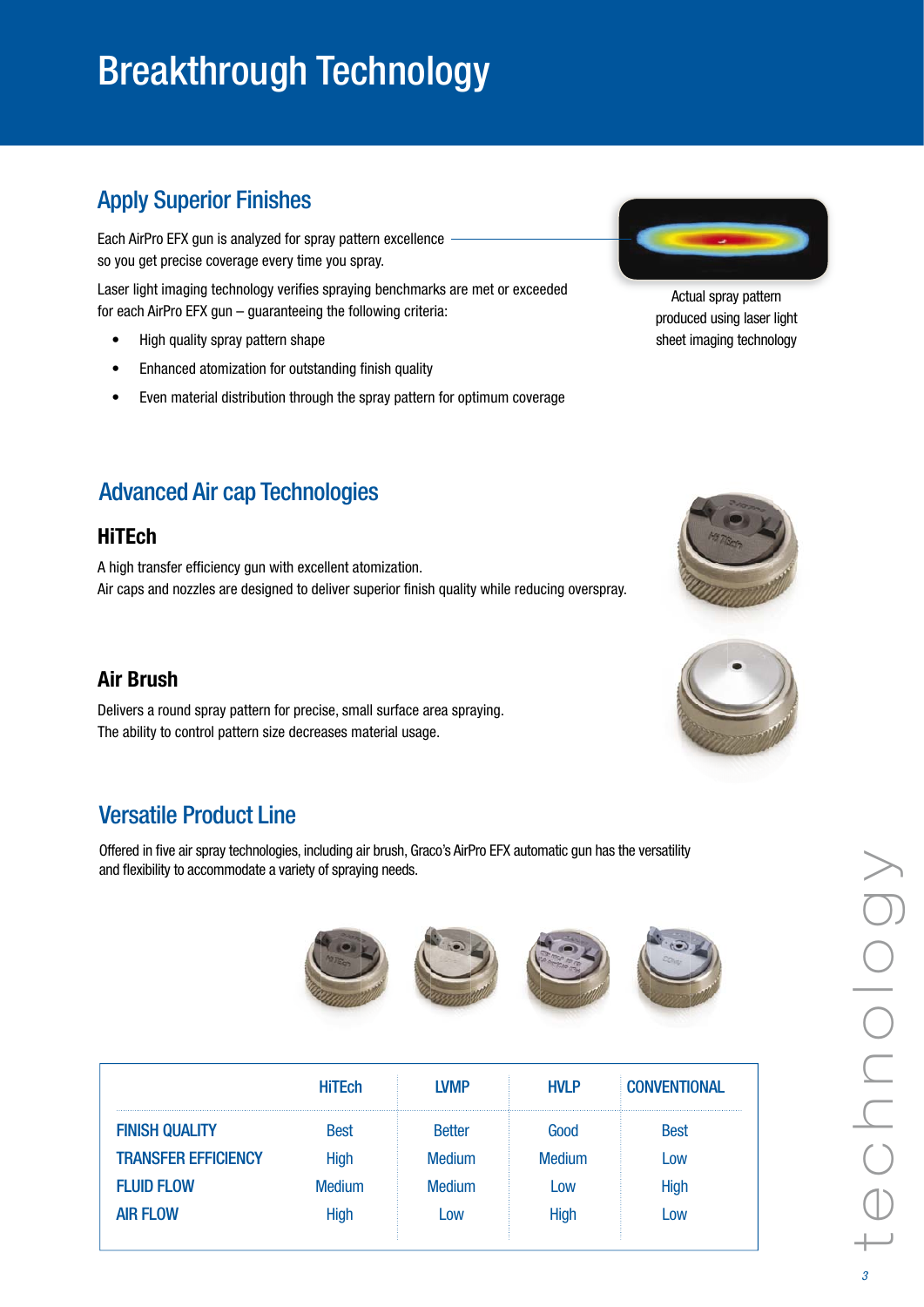# Breakthrough Technology

## Apply Superior Finishes

Each AirPro EFX gun is analyzed for spray pattern excellence so you get precise coverage every time you spray.

Laser light imaging technology verifies spraying benchmarks are met or exceeded for each AirPro EFX gun – guaranteeing the following criteria:

- High quality spray pattern shape
- Enhanced atomization for outstanding finish quality
- Even material distribution through the spray pattern for optimum coverage

Actual spray pattern produced using laser light sheet imaging technology

## Advanced Air cap Technologies

### HiTEch

A high transfer efficiency gun with excellent atomization.
Air caps and nozzles are designed to deliver superior finish quality while reducing overspray.

### Air Brush

Delivers a round spray pattern for precise, small surface area spraying.
The ability to control pattern size decreases material usage.

## Versatile Product Line

Offered in five air spray technologies, including air brush, Graco's AirPro EFX automatic gun has the versatility and flexibility to accommodate a variety of spraying needs.

| | HiTEch | LVMP | HVLP | CONVENTIONAL |
|---|---|---|---|---|
| FINISH QUALITY | Best | Better | Good | Best |
| TRANSFER EFFICIENCY | High | Medium | Medium | Low |
| FLUID FLOW | Medium | Medium | Low | High |
| AIR FLOW | High | Low | High | Low |

technology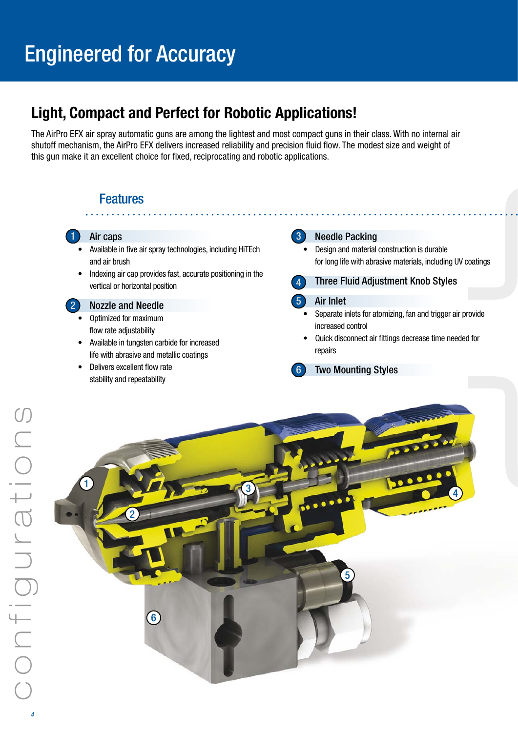# Engineered for Accuracy

## Light, Compact and Perfect for Robotic Applications!

The AirPro EFX air spray automatic guns are among the lightest and most compact guns in their class. With no internal air shutoff mechanism, the AirPro EFX delivers increased reliability and precision fluid flow. The modest size and weight of this gun make it an excellent choice for fixed, reciprocating and robotic applications.

### Features

**1 Air caps**

- Available in five air spray technologies, including HiTEch and air brush
- Indexing air cap provides fast, accurate positioning in the vertical or horizontal position

**2 Nozzle and Needle**

- Optimized for maximum flow rate adjustability
- Available in tungsten carbide for increased life with abrasive and metallic coatings
- Delivers excellent flow rate stability and repeatability

**3 Needle Packing**

- Design and material construction is durable for long life with abrasive materials, including UV coatings

**4 Three Fluid Adjustment Knob Styles**

**5 Air Inlet**

- Separate inlets for atomizing, fan and trigger air provide increased control
- Quick disconnect air fittings decrease time needed for repairs

**6 Two Mounting Styles**

configurations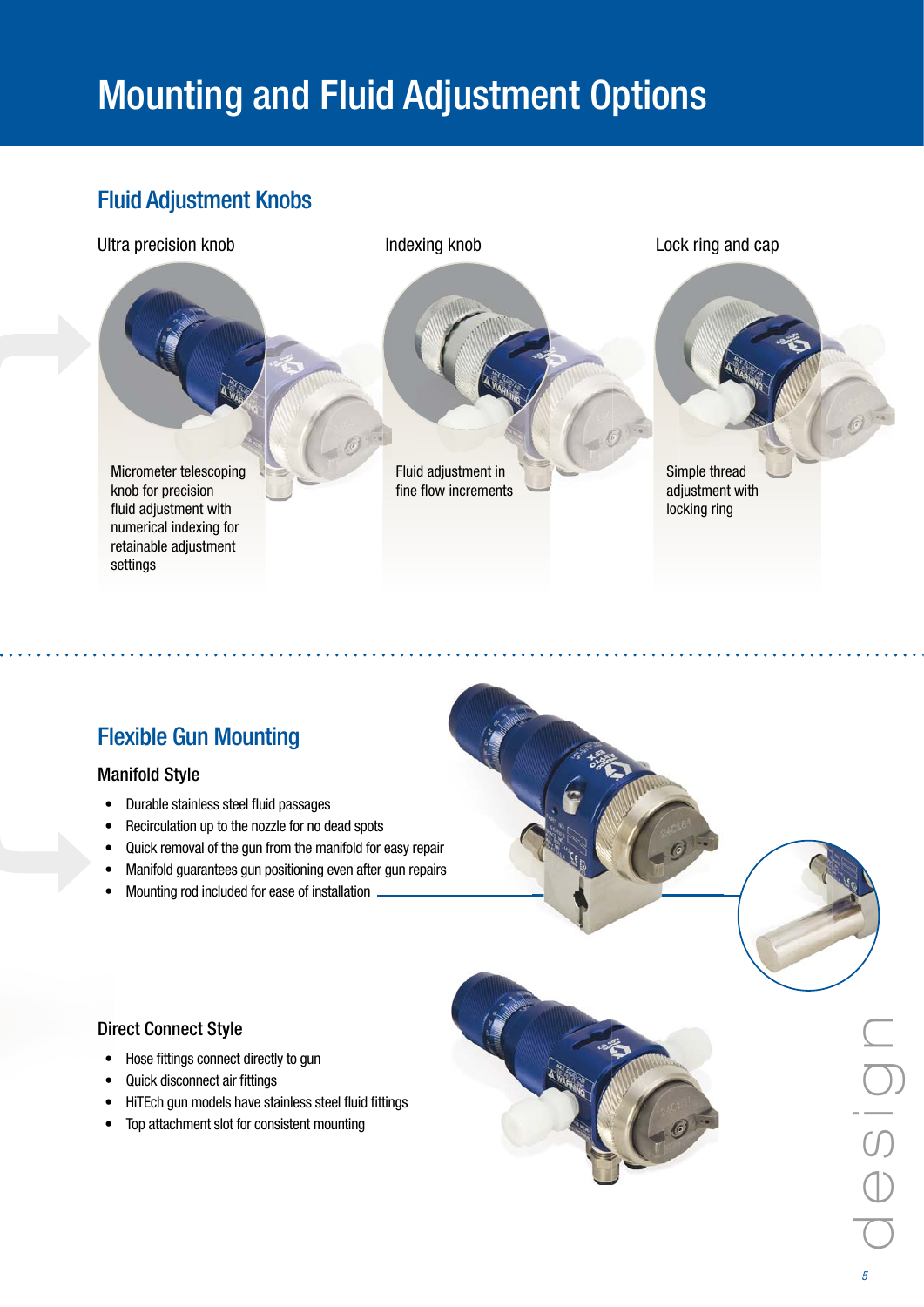# Mounting and Fluid Adjustment Options

## Fluid Adjustment Knobs

### Ultra precision knob

Micrometer telescoping knob for precision fluid adjustment with numerical indexing for retainable adjustment settings

### Indexing knob

Fluid adjustment in fine flow increments

### Lock ring and cap

Simple thread adjustment with locking ring

## Flexible Gun Mounting

### Manifold Style

- Durable stainless steel fluid passages
- Recirculation up to the nozzle for no dead spots
- Quick removal of the gun from the manifold for easy repair
- Manifold guarantees gun positioning even after gun repairs
- Mounting rod included for ease of installation

### Direct Connect Style

- Hose fittings connect directly to gun
- Quick disconnect air fittings
- HiTEch gun models have stainless steel fluid fittings
- Top attachment slot for consistent mounting

design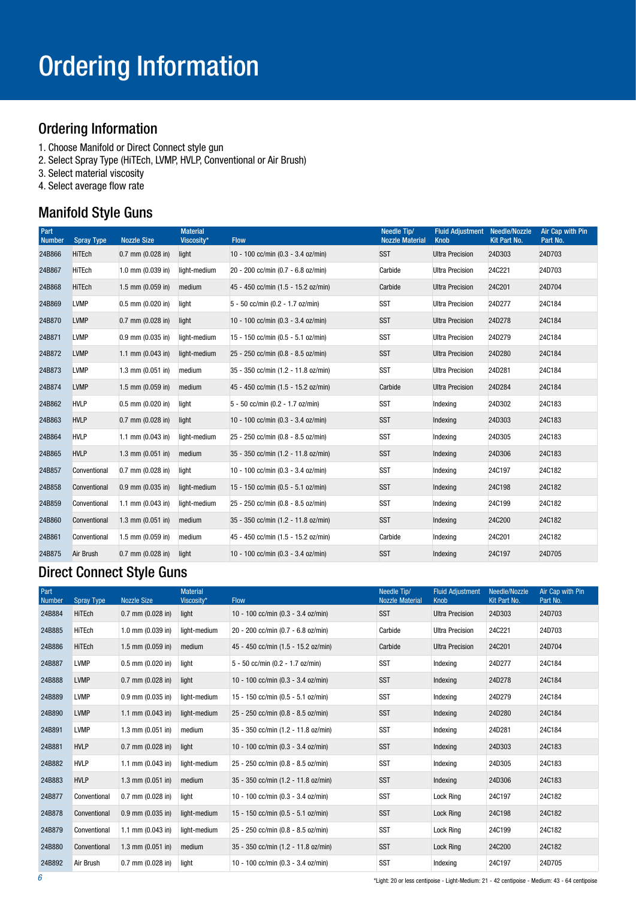# Ordering Information

## Ordering Information

1. Choose Manifold or Direct Connect style gun
2. Select Spray Type (HiTEch, LVMP, HVLP, Conventional or Air Brush)
3. Select material viscosity
4. Select average flow rate

## Manifold Style Guns

| Part Number | Spray Type | Nozzle Size | Material Viscosity* | Flow | Needle Tip/ Nozzle Material | Fluid Adjustment Knob | Needle/Nozzle Kit Part No. | Air Cap with Pin Part No. |
|---|---|---|---|---|---|---|---|---|
| 24B866 | HiTEch | 0.7 mm (0.028 in) | light | 10 - 100 cc/min (0.3 - 3.4 oz/min) | SST | Ultra Precision | 24D303 | 24D703 |
| 24B867 | HiTEch | 1.0 mm (0.039 in) | light-medium | 20 - 200 cc/min (0.7 - 6.8 oz/min) | Carbide | Ultra Precision | 24C221 | 24D703 |
| 24B868 | HiTEch | 1.5 mm (0.059 in) | medium | 45 - 450 cc/min (1.5 - 15.2 oz/min) | Carbide | Ultra Precision | 24C201 | 24D704 |
| 24B869 | LVMP | 0.5 mm (0.020 in) | light | 5 - 50 cc/min (0.2 - 1.7 oz/min) | SST | Ultra Precision | 24D277 | 24C184 |
| 24B870 | LVMP | 0.7 mm (0.028 in) | light | 10 - 100 cc/min (0.3 - 3.4 oz/min) | SST | Ultra Precision | 24D278 | 24C184 |
| 24B871 | LVMP | 0.9 mm (0.035 in) | light-medium | 15 - 150 cc/min (0.5 - 5.1 oz/min) | SST | Ultra Precision | 24D279 | 24C184 |
| 24B872 | LVMP | 1.1 mm (0.043 in) | light-medium | 25 - 250 cc/min (0.8 - 8.5 oz/min) | SST | Ultra Precision | 24D280 | 24C184 |
| 24B873 | LVMP | 1.3 mm (0.051 in) | medium | 35 - 350 cc/min (1.2 - 11.8 oz/min) | SST | Ultra Precision | 24D281 | 24C184 |
| 24B874 | LVMP | 1.5 mm (0.059 in) | medium | 45 - 450 cc/min (1.5 - 15.2 oz/min) | Carbide | Ultra Precision | 24D284 | 24C184 |
| 24B862 | HVLP | 0.5 mm (0.020 in) | light | 5 - 50 cc/min (0.2 - 1.7 oz/min) | SST | Indexing | 24D302 | 24C183 |
| 24B863 | HVLP | 0.7 mm (0.028 in) | light | 10 - 100 cc/min (0.3 - 3.4 oz/min) | SST | Indexing | 24D303 | 24C183 |
| 24B864 | HVLP | 1.1 mm (0.043 in) | light-medium | 25 - 250 cc/min (0.8 - 8.5 oz/min) | SST | Indexing | 24D305 | 24C183 |
| 24B865 | HVLP | 1.3 mm (0.051 in) | medium | 35 - 350 cc/min (1.2 - 11.8 oz/min) | SST | Indexing | 24D306 | 24C183 |
| 24B857 | Conventional | 0.7 mm (0.028 in) | light | 10 - 100 cc/min (0.3 - 3.4 oz/min) | SST | Indexing | 24C197 | 24C182 |
| 24B858 | Conventional | 0.9 mm (0.035 in) | light-medium | 15 - 150 cc/min (0.5 - 5.1 oz/min) | SST | Indexing | 24C198 | 24C182 |
| 24B859 | Conventional | 1.1 mm (0.043 in) | light-medium | 25 - 250 cc/min (0.8 - 8.5 oz/min) | SST | Indexing | 24C199 | 24C182 |
| 24B860 | Conventional | 1.3 mm (0.051 in) | medium | 35 - 350 cc/min (1.2 - 11.8 oz/min) | SST | Indexing | 24C200 | 24C182 |
| 24B861 | Conventional | 1.5 mm (0.059 in) | medium | 45 - 450 cc/min (1.5 - 15.2 oz/min) | Carbide | Indexing | 24C201 | 24C182 |
| 24B875 | Air Brush | 0.7 mm (0.028 in) | light | 10 - 100 cc/min (0.3 - 3.4 oz/min) | SST | Indexing | 24C197 | 24D705 |

## Direct Connect Style Guns

| Part Number | Spray Type | Nozzle Size | Material Viscosity* | Flow | Needle Tip/ Nozzle Material | Fluid Adjustment Knob | Needle/Nozzle Kit Part No. | Air Cap with Pin Part No. |
|---|---|---|---|---|---|---|---|---|
| 24B884 | HiTEch | 0.7 mm (0.028 in) | light | 10 - 100 cc/min (0.3 - 3.4 oz/min) | SST | Ultra Precision | 24D303 | 24D703 |
| 24B885 | HiTEch | 1.0 mm (0.039 in) | light-medium | 20 - 200 cc/min (0.7 - 6.8 oz/min) | Carbide | Ultra Precision | 24C221 | 24D703 |
| 24B886 | HiTEch | 1.5 mm (0.059 in) | medium | 45 - 450 cc/min (1.5 - 15.2 oz/min) | Carbide | Ultra Precision | 24C201 | 24D704 |
| 24B887 | LVMP | 0.5 mm (0.020 in) | light | 5 - 50 cc/min (0.2 - 1.7 oz/min) | SST | Indexing | 24D277 | 24C184 |
| 24B888 | LVMP | 0.7 mm (0.028 in) | light | 10 - 100 cc/min (0.3 - 3.4 oz/min) | SST | Indexing | 24D278 | 24C184 |
| 24B889 | LVMP | 0.9 mm (0.035 in) | light-medium | 15 - 150 cc/min (0.5 - 5.1 oz/min) | SST | Indexing | 24D279 | 24C184 |
| 24B890 | LVMP | 1.1 mm (0.043 in) | light-medium | 25 - 250 cc/min (0.8 - 8.5 oz/min) | SST | Indexing | 24D280 | 24C184 |
| 24B891 | LVMP | 1.3 mm (0.051 in) | medium | 35 - 350 cc/min (1.2 - 11.8 oz/min) | SST | Indexing | 24D281 | 24C184 |
| 24B881 | HVLP | 0.7 mm (0.028 in) | light | 10 - 100 cc/min (0.3 - 3.4 oz/min) | SST | Indexing | 24D303 | 24C183 |
| 24B882 | HVLP | 1.1 mm (0.043 in) | light-medium | 25 - 250 cc/min (0.8 - 8.5 oz/min) | SST | Indexing | 24D305 | 24C183 |
| 24B883 | HVLP | 1.3 mm (0.051 in) | medium | 35 - 350 cc/min (1.2 - 11.8 oz/min) | SST | Indexing | 24D306 | 24C183 |
| 24B877 | Conventional | 0.7 mm (0.028 in) | light | 10 - 100 cc/min (0.3 - 3.4 oz/min) | SST | Lock Ring | 24C197 | 24C182 |
| 24B878 | Conventional | 0.9 mm (0.035 in) | light-medium | 15 - 150 cc/min (0.5 - 5.1 oz/min) | SST | Lock Ring | 24C198 | 24C182 |
| 24B879 | Conventional | 1.1 mm (0.043 in) | light-medium | 25 - 250 cc/min (0.8 - 8.5 oz/min) | SST | Lock Ring | 24C199 | 24C182 |
| 24B880 | Conventional | 1.3 mm (0.051 in) | medium | 35 - 350 cc/min (1.2 - 11.8 oz/min) | SST | Lock Ring | 24C200 | 24C182 |
| 24B892 | Air Brush | 0.7 mm (0.028 in) | light | 10 - 100 cc/min (0.3 - 3.4 oz/min) | SST | Indexing | 24C197 | 24D705 |

*Light: 20 or less centipoise - Light-Medium: 21 - 42 centipoise - Medium: 43 - 64 centipoise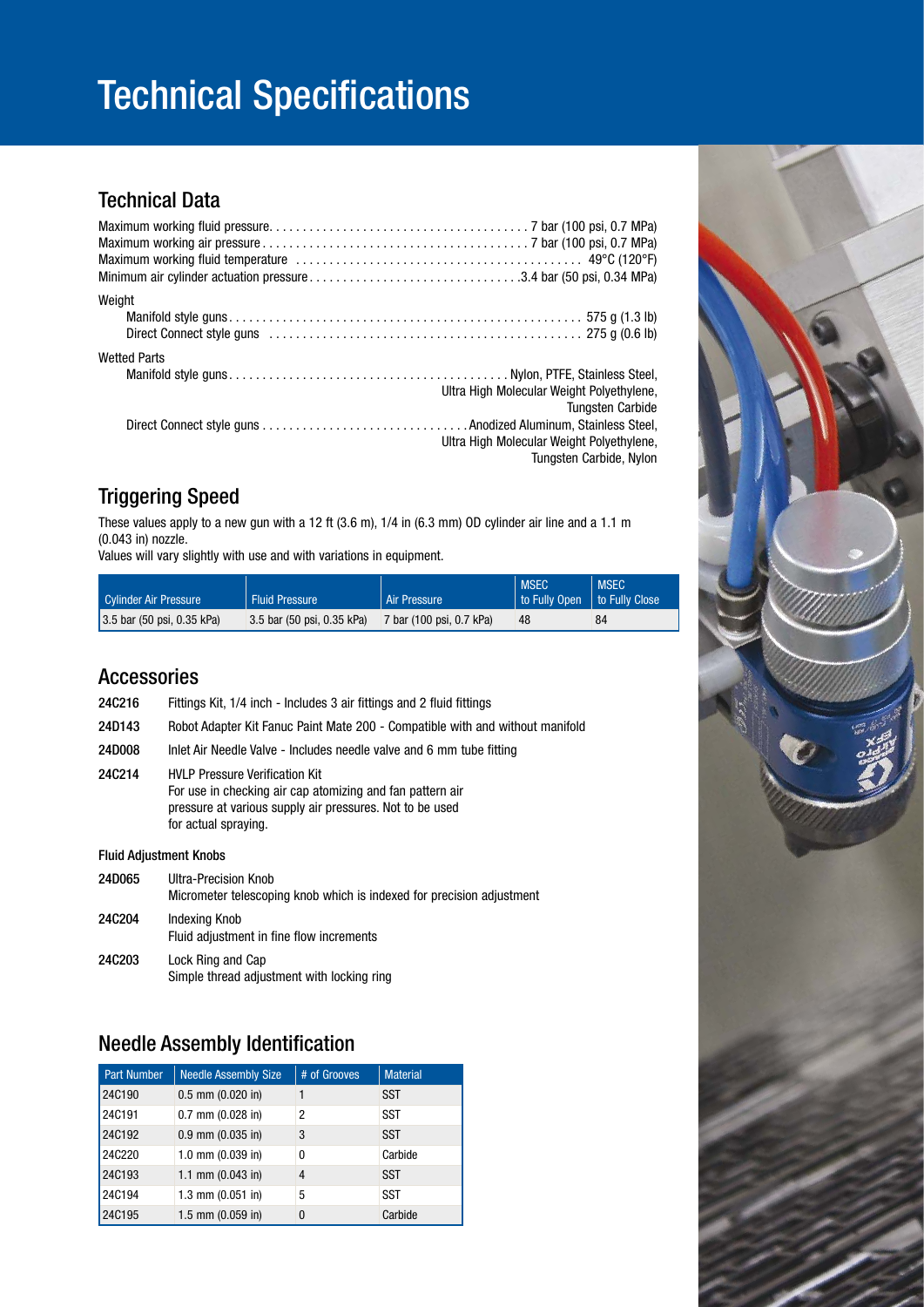# Technical Specifications

## Technical Data

Maximum working fluid pressure . . . 7 bar (100 psi, 0.7 MPa)
Maximum working air pressure . . . 7 bar (100 psi, 0.7 MPa)
Maximum working fluid temperature . . . 49°C (120°F)
Minimum air cylinder actuation pressure . . . 3.4 bar (50 psi, 0.34 MPa)

Weight
- Manifold style guns . . . 575 g (1.3 lb)
- Direct Connect style guns . . . 275 g (0.6 lb)

Wetted Parts
- Manifold style guns . . . Nylon, PTFE, Stainless Steel, Ultra High Molecular Weight Polyethylene, Tungsten Carbide
- Direct Connect style guns . . . Anodized Aluminum, Stainless Steel, Ultra High Molecular Weight Polyethylene, Tungsten Carbide, Nylon

## Triggering Speed

These values apply to a new gun with a 12 ft (3.6 m), 1/4 in (6.3 mm) OD cylinder air line and a 1.1 m (0.043 in) nozzle.
Values will vary slightly with use and with variations in equipment.

| Cylinder Air Pressure | Fluid Pressure | Air Pressure | MSEC to Fully Open | MSEC to Fully Close |
|---|---|---|---|---|
| 3.5 bar (50 psi, 0.35 kPa) | 3.5 bar (50 psi, 0.35 kPa) | 7 bar (100 psi, 0.7 kPa) | 48 | 84 |

## Accessories

**24C216** Fittings Kit, 1/4 inch - Includes 3 air fittings and 2 fluid fittings

**24D143** Robot Adapter Kit Fanuc Paint Mate 200 - Compatible with and without manifold

**24D008** Inlet Air Needle Valve - Includes needle valve and 6 mm tube fitting

**24C214** HVLP Pressure Verification Kit
For use in checking air cap atomizing and fan pattern air pressure at various supply air pressures. Not to be used for actual spraying.

### Fluid Adjustment Knobs

**24D065** Ultra-Precision Knob
Micrometer telescoping knob which is indexed for precision adjustment

**24C204** Indexing Knob
Fluid adjustment in fine flow increments

**24C203** Lock Ring and Cap
Simple thread adjustment with locking ring

## Needle Assembly Identification

| Part Number | Needle Assembly Size | # of Grooves | Material |
|---|---|---|---|
| 24C190 | 0.5 mm (0.020 in) | 1 | SST |
| 24C191 | 0.7 mm (0.028 in) | 2 | SST |
| 24C192 | 0.9 mm (0.035 in) | 3 | SST |
| 24C220 | 1.0 mm (0.039 in) | 0 | Carbide |
| 24C193 | 1.1 mm (0.043 in) | 4 | SST |
| 24C194 | 1.3 mm (0.051 in) | 5 | SST |
| 24C195 | 1.5 mm (0.059 in) | 0 | Carbide |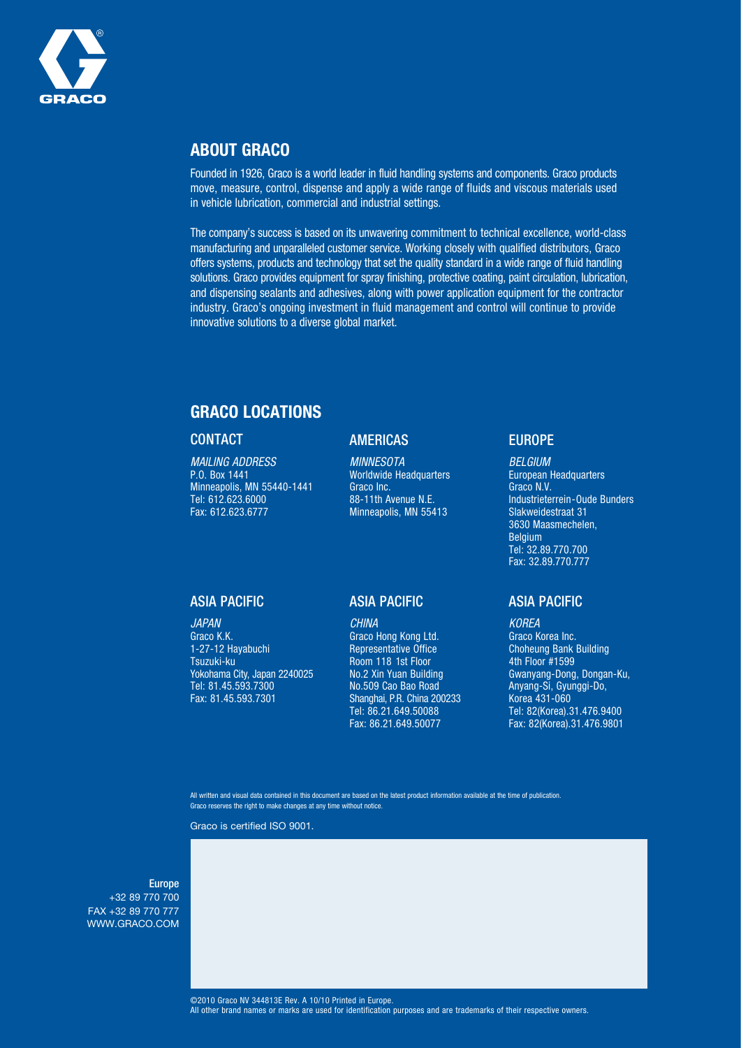GRACO

## ABOUT GRACO

Founded in 1926, Graco is a world leader in fluid handling systems and components. Graco products move, measure, control, dispense and apply a wide range of fluids and viscous materials used in vehicle lubrication, commercial and industrial settings.

The company's success is based on its unwavering commitment to technical excellence, world-class manufacturing and unparalleled customer service. Working closely with qualified distributors, Graco offers systems, products and technology that set the quality standard in a wide range of fluid handling solutions. Graco provides equipment for spray finishing, protective coating, paint circulation, lubrication, and dispensing sealants and adhesives, along with power application equipment for the contractor industry. Graco's ongoing investment in fluid management and control will continue to provide innovative solutions to a diverse global market.

## GRACO LOCATIONS

### CONTACT

*MAILING ADDRESS*
P.O. Box 1441
Minneapolis, MN 55440-1441
Tel: 612.623.6000
Fax: 612.623.6777

### AMERICAS

*MINNESOTA*
Worldwide Headquarters
Graco Inc.
88-11th Avenue N.E.
Minneapolis, MN 55413

### EUROPE

*BELGIUM*
European Headquarters
Graco N.V.
Industrieterrein-Oude Bunders
Slakweidestraat 31
3630 Maasmechelen,
Belgium
Tel: 32.89.770.700
Fax: 32.89.770.777

### ASIA PACIFIC

*JAPAN*
Graco K.K.
1-27-12 Hayabuchi
Tsuzuki-ku
Yokohama City, Japan 2240025
Tel: 81.45.593.7300
Fax: 81.45.593.7301

### ASIA PACIFIC

*CHINA*
Graco Hong Kong Ltd.
Representative Office
Room 118 1st Floor
No.2 Xin Yuan Building
No.509 Cao Bao Road
Shanghai, P.R. China 200233
Tel: 86.21.649.50088
Fax: 86.21.649.50077

### ASIA PACIFIC

*KOREA*
Graco Korea Inc.
Choheung Bank Building
4th Floor #1599
Gwanyang-Dong, Dongan-Ku,
Anyang-Si, Gyunggi-Do,
Korea 431-060
Tel: 82(Korea).31.476.9400
Fax: 82(Korea).31.476.9801

All written and visual data contained in this document are based on the latest product information available at the time of publication. Graco reserves the right to make changes at any time without notice.

Graco is certified ISO 9001.

**Europe**
+32 89 770 700
FAX +32 89 770 777
WWW.GRACO.COM

©2010 Graco NV 344813E Rev. A 10/10 Printed in Europe.
All other brand names or marks are used for identification purposes and are trademarks of their respective owners.